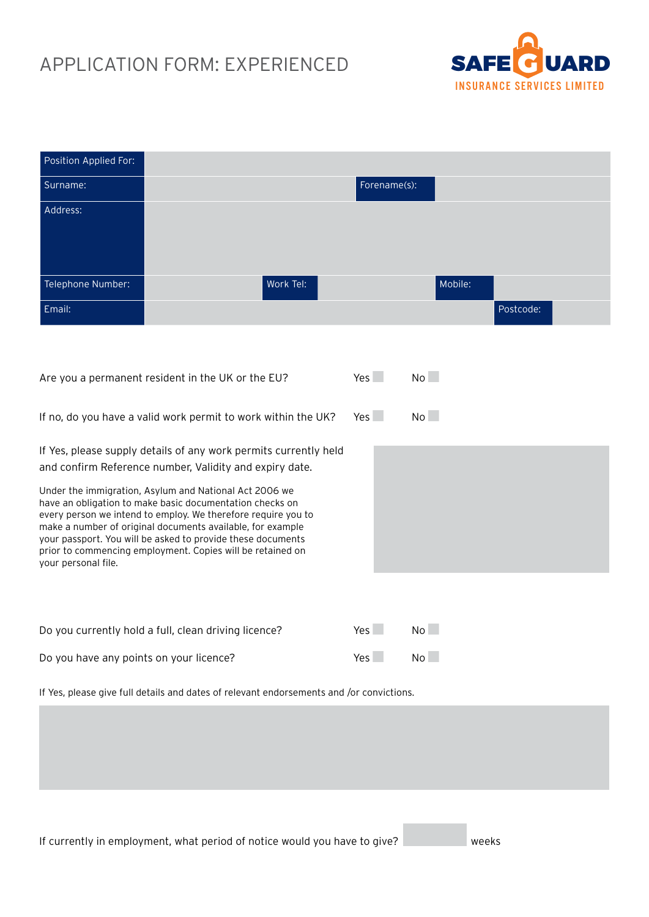# APPLICATION FORM: EXPERIENCED

SAFEGUARD
INSURANCE SERVICES LIMITED

| Position Applied For: | | | | | |
|---|---|---|---|---|---|
| Surname: | | Forename(s): | | | |
| Address: | | | | | |
| Telephone Number: | | Work Tel: | | Mobile: | |
| Email: | | | | Postcode: | |

Are you a permanent resident in the UK or the EU? Yes ☐ No ☐

If no, do you have a valid work permit to work within the UK? Yes ☐ No ☐

If Yes, please supply details of any work permits currently held and confirm Reference number, Validity and expiry date.

Under the immigration, Asylum and National Act 2006 we have an obligation to make basic documentation checks on every person we intend to employ. We therefore require you to make a number of original documents available, for example your passport. You will be asked to provide these documents prior to commencing employment. Copies will be retained on your personal file.

Do you currently hold a full, clean driving licence? Yes ☐ No ☐

Do you have any points on your licence? Yes ☐ No ☐

If Yes, please give full details and dates of relevant endorsements and /or convictions.

If currently in employment, what period of notice would you have to give? ______ weeks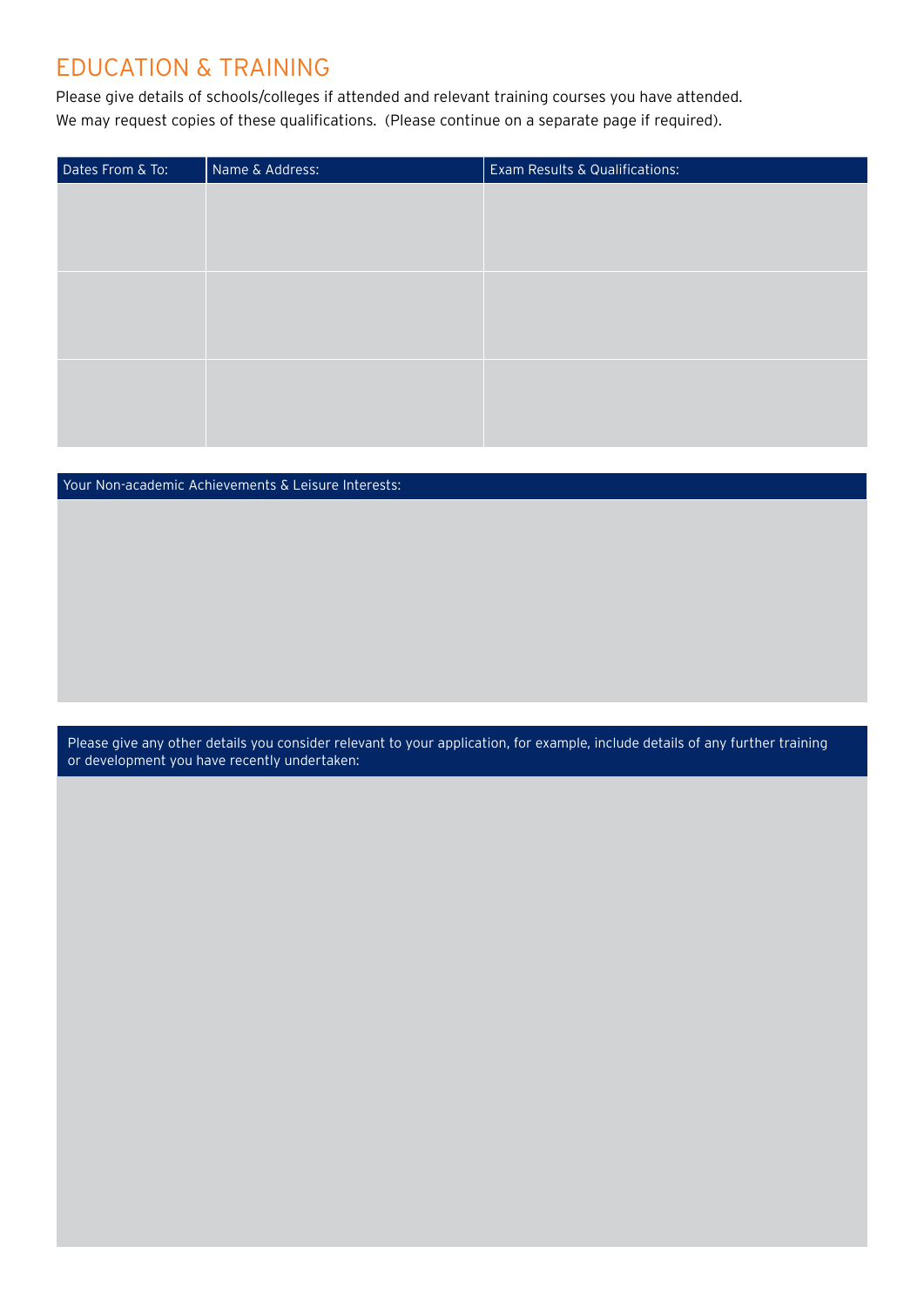## EDUCATION & TRAINING

Please give details of schools/colleges if attended and relevant training courses you have attended.
We may request copies of these qualifications. (Please continue on a separate page if required).

| Dates From & To: | Name & Address: | Exam Results & Qualifications: |
|---|---|---|
| | | |
| | | |
| | | |

| Your Non-academic Achievements & Leisure Interests: |
|---|
| |

| Please give any other details you consider relevant to your application, for example, include details of any further training or development you have recently undertaken: |
|---|
| |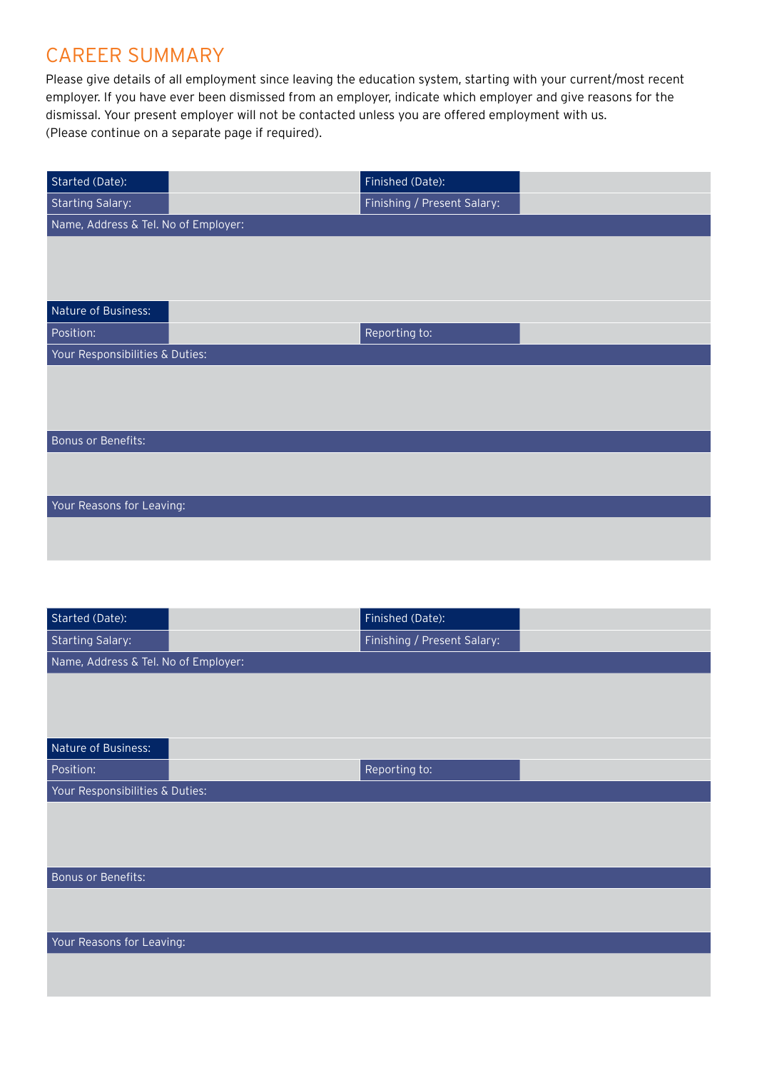## CAREER SUMMARY

Please give details of all employment since leaving the education system, starting with your current/most recent employer. If you have ever been dismissed from an employer, indicate which employer and give reasons for the dismissal. Your present employer will not be contacted unless you are offered employment with us.
(Please continue on a separate page if required).

| Started (Date): | | Finished (Date): | |
|---|---|---|---|
| Starting Salary: | | Finishing / Present Salary: | |
| Name, Address & Tel. No of Employer: | | | |
| | | | |
| Nature of Business: | | | |
| Position: | | Reporting to: | |
| Your Responsibilities & Duties: | | | |
| | | | |
| Bonus or Benefits: | | | |
| | | | |
| Your Reasons for Leaving: | | | |
| | | | |

| Started (Date): | | Finished (Date): | |
|---|---|---|---|
| Starting Salary: | | Finishing / Present Salary: | |
| Name, Address & Tel. No of Employer: | | | |
| | | | |
| Nature of Business: | | | |
| Position: | | Reporting to: | |
| Your Responsibilities & Duties: | | | |
| | | | |
| Bonus or Benefits: | | | |
| | | | |
| Your Reasons for Leaving: | | | |
| | | | |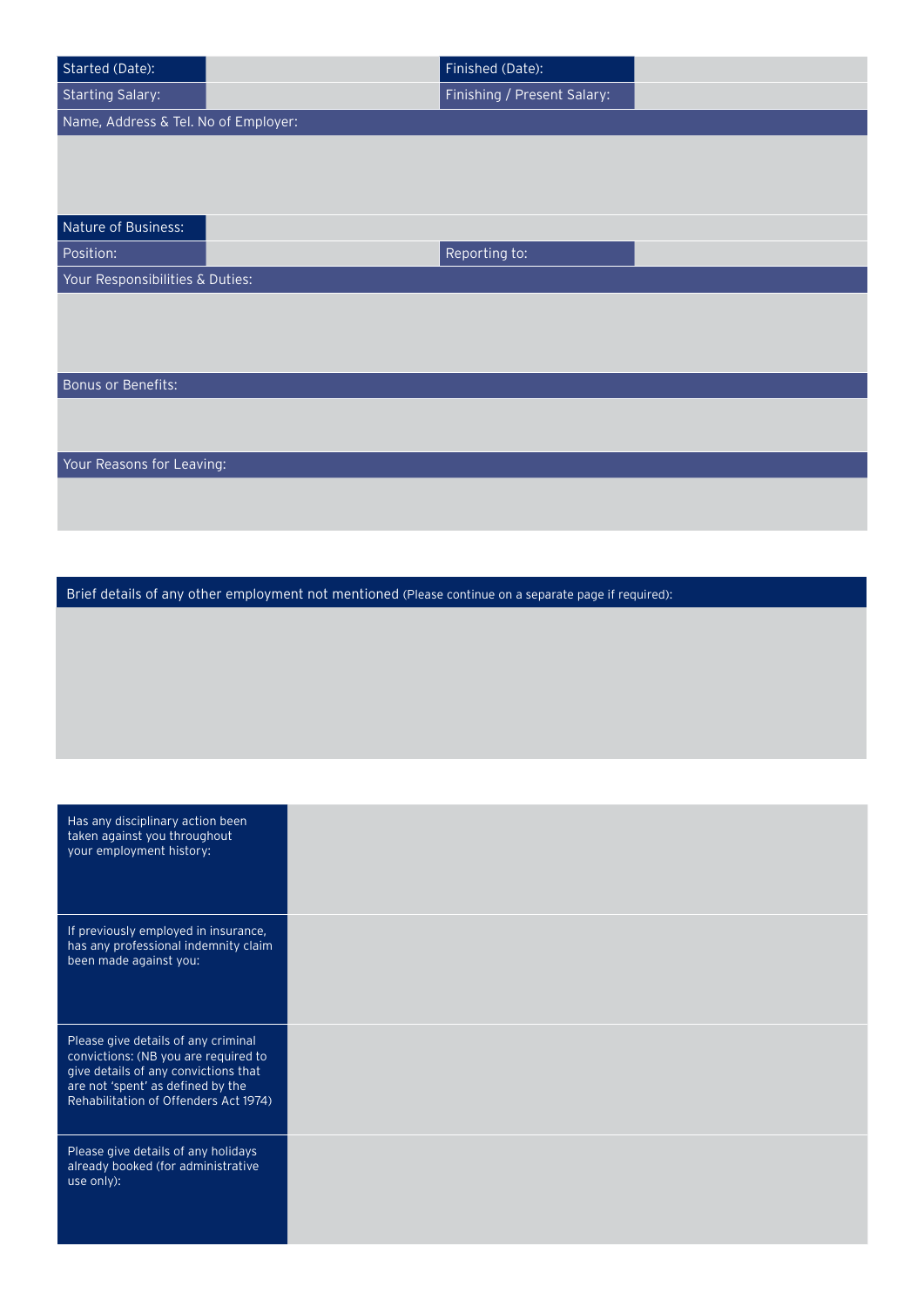| Started (Date): | | Finished (Date): | |
|---|---|---|---|
| Starting Salary: | | Finishing / Present Salary: | |
| Name, Address & Tel. No of Employer: | | | |
| | | | |
| Nature of Business: | | | |
| Position: | | Reporting to: | |
| Your Responsibilities & Duties: | | | |
| | | | |
| Bonus or Benefits: | | | |
| | | | |
| Your Reasons for Leaving: | | | |
| | | | |

| Brief details of any other employment not mentioned (Please continue on a separate page if required): |
|---|
| |

| | |
|---|---|
| Has any disciplinary action been taken against you throughout your employment history: | |
| If previously employed in insurance, has any professional indemnity claim been made against you: | |
| Please give details of any criminal convictions: (NB you are required to give details of any convictions that are not 'spent' as defined by the Rehabilitation of Offenders Act 1974) | |
| Please give details of any holidays already booked (for administrative use only): | |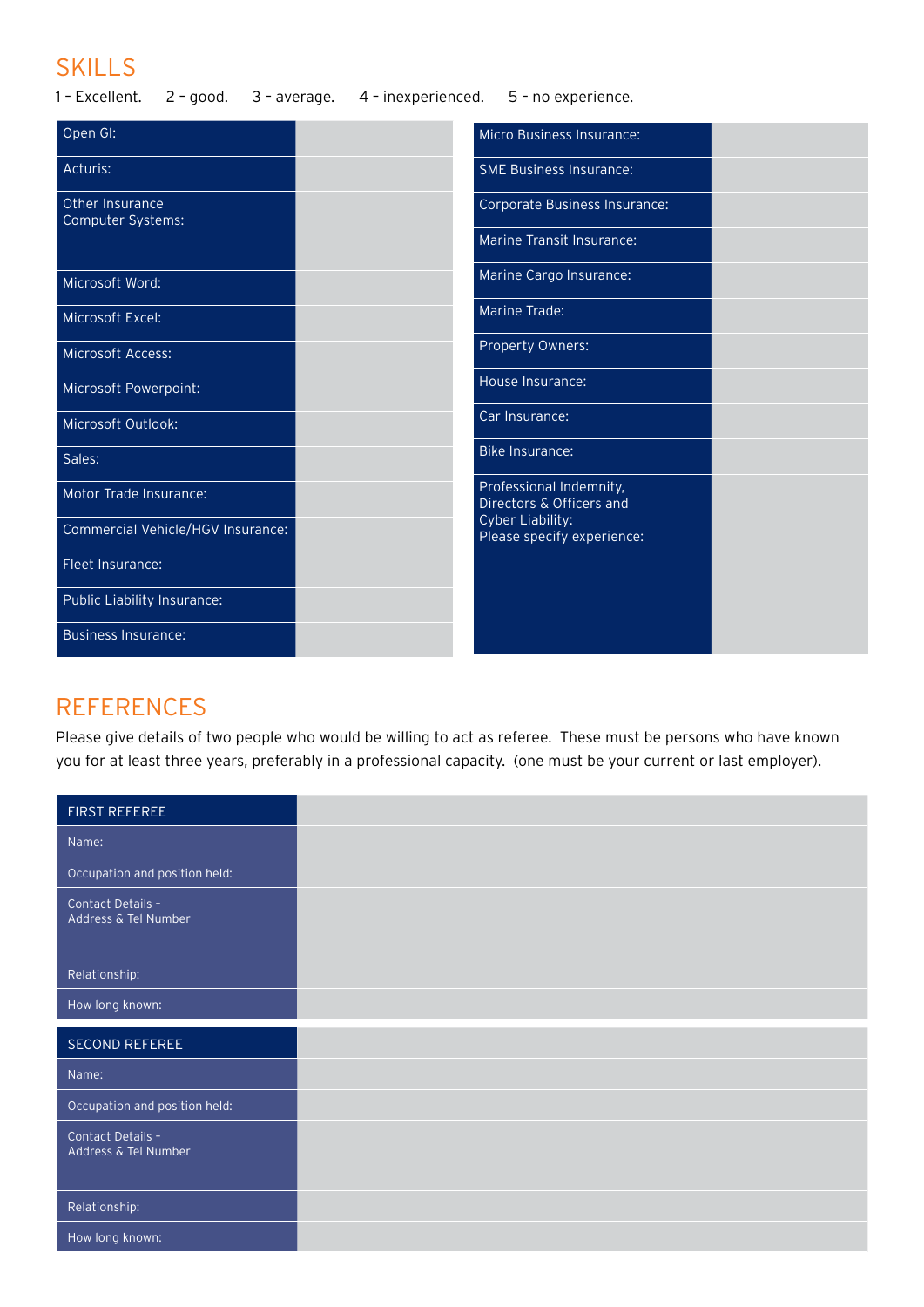## SKILLS

1 – Excellent. 2 – good. 3 – average. 4 – inexperienced. 5 – no experience.

| Skill | Rating |
|---|---|
| Open GI: | |
| Acturis: | |
| Other Insurance Computer Systems: | |
| Microsoft Word: | |
| Microsoft Excel: | |
| Microsoft Access: | |
| Microsoft Powerpoint: | |
| Microsoft Outlook: | |
| Sales: | |
| Motor Trade Insurance: | |
| Commercial Vehicle/HGV Insurance: | |
| Fleet Insurance: | |
| Public Liability Insurance: | |
| Business Insurance: | |

| Skill | Rating |
|---|---|
| Micro Business Insurance: | |
| SME Business Insurance: | |
| Corporate Business Insurance: | |
| Marine Transit Insurance: | |
| Marine Cargo Insurance: | |
| Marine Trade: | |
| Property Owners: | |
| House Insurance: | |
| Car Insurance: | |
| Bike Insurance: | |
| Professional Indemnity, Directors & Officers and Cyber Liability: Please specify experience: | |

## REFERENCES

Please give details of two people who would be willing to act as referee. These must be persons who have known you for at least three years, preferably in a professional capacity. (one must be your current or last employer).

| FIRST REFEREE | |
|---|---|
| Name: | |
| Occupation and position held: | |
| Contact Details – Address & Tel Number | |
| Relationship: | |
| How long known: | |

| SECOND REFEREE | |
|---|---|
| Name: | |
| Occupation and position held: | |
| Contact Details – Address & Tel Number | |
| Relationship: | |
| How long known: | |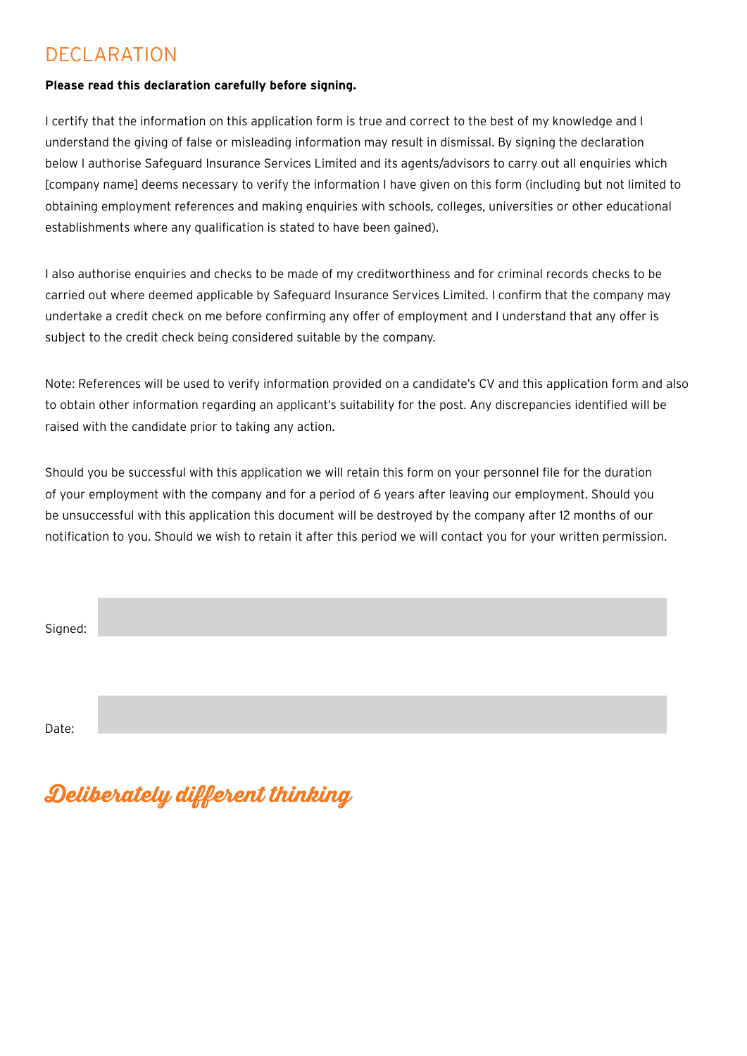## DECLARATION

**Please read this declaration carefully before signing.**

I certify that the information on this application form is true and correct to the best of my knowledge and I understand the giving of false or misleading information may result in dismissal. By signing the declaration below I authorise Safeguard Insurance Services Limited and its agents/advisors to carry out all enquiries which [company name] deems necessary to verify the information I have given on this form (including but not limited to obtaining employment references and making enquiries with schools, colleges, universities or other educational establishments where any qualification is stated to have been gained).

I also authorise enquiries and checks to be made of my creditworthiness and for criminal records checks to be carried out where deemed applicable by Safeguard Insurance Services Limited. I confirm that the company may undertake a credit check on me before confirming any offer of employment and I understand that any offer is subject to the credit check being considered suitable by the company.

Note: References will be used to verify information provided on a candidate's CV and this application form and also to obtain other information regarding an applicant's suitability for the post. Any discrepancies identified will be raised with the candidate prior to taking any action.

Should you be successful with this application we will retain this form on your personnel file for the duration of your employment with the company and for a period of 6 years after leaving our employment. Should you be unsuccessful with this application this document will be destroyed by the company after 12 months of our notification to you. Should we wish to retain it after this period we will contact you for your written permission.

Signed:

Date:

*Deliberately different thinking*